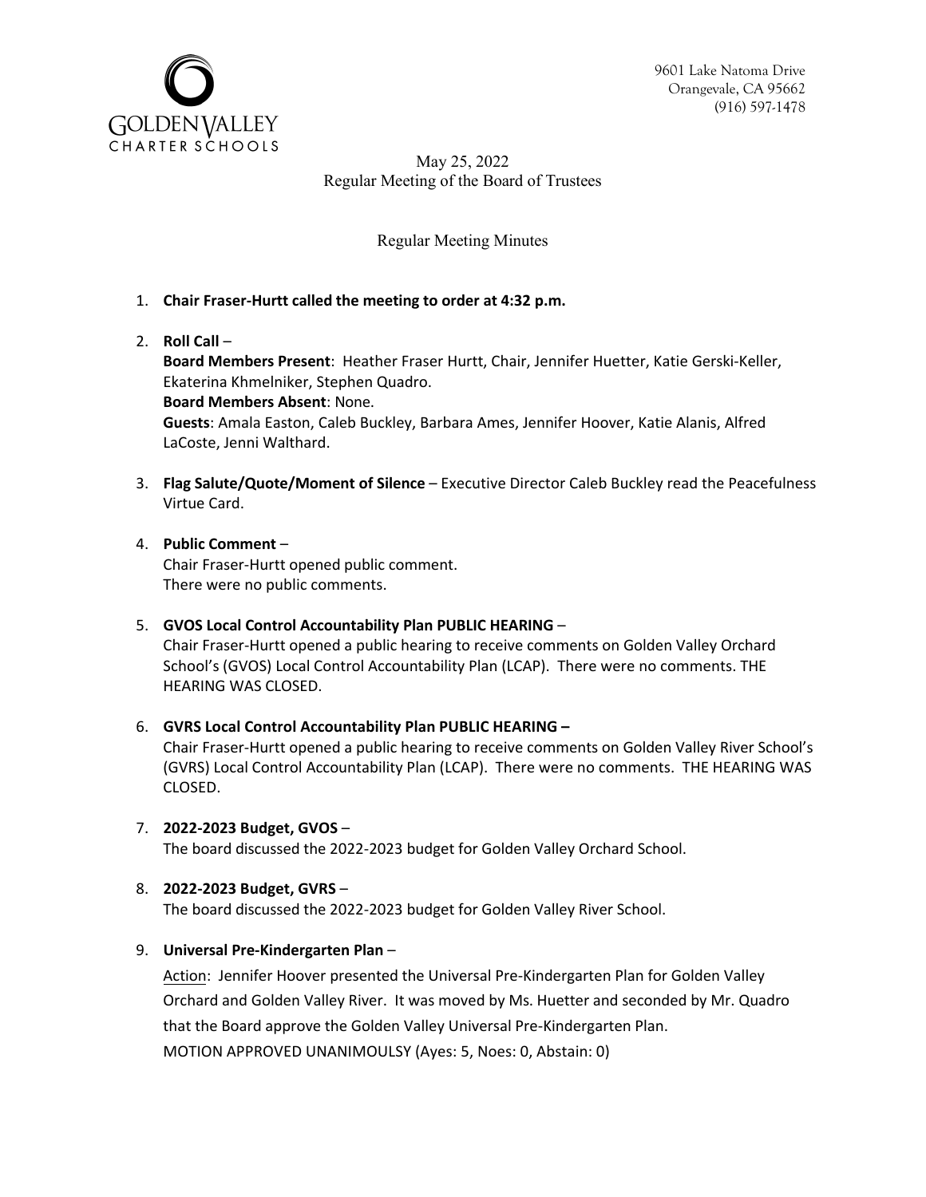GOLDEN VALLEY CHARTER SCHOOLS

9601 Lake Natoma Drive
Orangevale, CA 95662
(916) 597-1478

May 25, 2022
Regular Meeting of the Board of Trustees

Regular Meeting Minutes

1. **Chair Fraser-Hurtt called the meeting to order at 4:32 p.m.**

2. **Roll Call** –
   **Board Members Present**: Heather Fraser Hurtt, Chair, Jennifer Huetter, Katie Gerski-Keller, Ekaterina Khmelniker, Stephen Quadro.
   **Board Members Absent**: None.
   **Guests**: Amala Easton, Caleb Buckley, Barbara Ames, Jennifer Hoover, Katie Alanis, Alfred LaCoste, Jenni Walthard.

3. **Flag Salute/Quote/Moment of Silence** – Executive Director Caleb Buckley read the Peacefulness Virtue Card.

4. **Public Comment** –
   Chair Fraser-Hurtt opened public comment.
   There were no public comments.

5. **GVOS Local Control Accountability Plan PUBLIC HEARING** –
   Chair Fraser-Hurtt opened a public hearing to receive comments on Golden Valley Orchard School's (GVOS) Local Control Accountability Plan (LCAP). There were no comments. THE HEARING WAS CLOSED.

6. **GVRS Local Control Accountability Plan PUBLIC HEARING –**
   Chair Fraser-Hurtt opened a public hearing to receive comments on Golden Valley River School's (GVRS) Local Control Accountability Plan (LCAP). There were no comments. THE HEARING WAS CLOSED.

7. **2022-2023 Budget, GVOS** –
   The board discussed the 2022-2023 budget for Golden Valley Orchard School.

8. **2022-2023 Budget, GVRS** –
   The board discussed the 2022-2023 budget for Golden Valley River School.

9. **Universal Pre-Kindergarten Plan** –
   Action: Jennifer Hoover presented the Universal Pre-Kindergarten Plan for Golden Valley Orchard and Golden Valley River. It was moved by Ms. Huetter and seconded by Mr. Quadro that the Board approve the Golden Valley Universal Pre-Kindergarten Plan.
   MOTION APPROVED UNANIMOULSY (Ayes: 5, Noes: 0, Abstain: 0)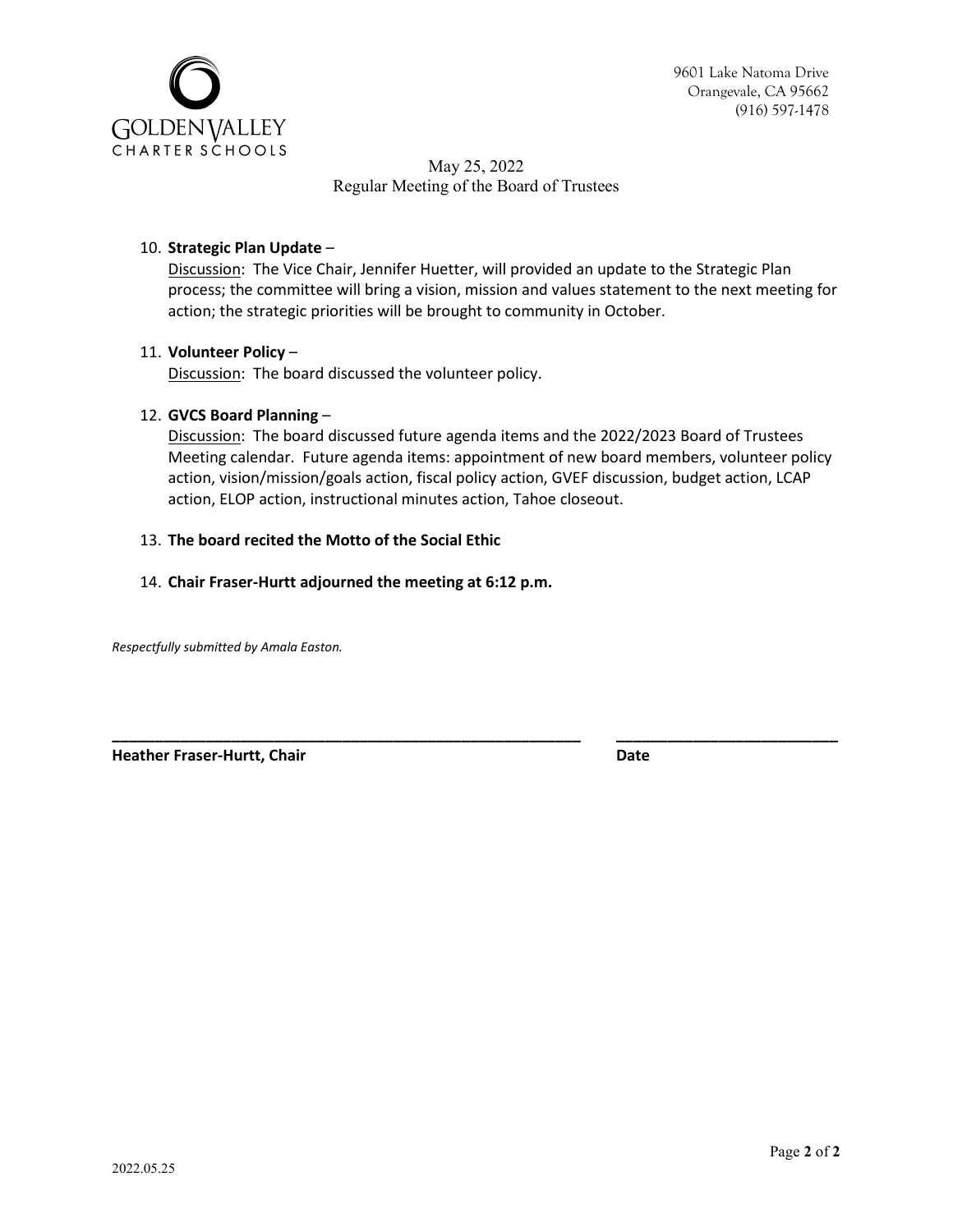9601 Lake Natoma Drive
Orangevale, CA 95662
(916) 597-1478

May 25, 2022
Regular Meeting of the Board of Trustees

10. **Strategic Plan Update** –
    Discussion: The Vice Chair, Jennifer Huetter, will provided an update to the Strategic Plan process; the committee will bring a vision, mission and values statement to the next meeting for action; the strategic priorities will be brought to community in October.

11. **Volunteer Policy** –
    Discussion: The board discussed the volunteer policy.

12. **GVCS Board Planning** –
    Discussion: The board discussed future agenda items and the 2022/2023 Board of Trustees Meeting calendar. Future agenda items: appointment of new board members, volunteer policy action, vision/mission/goals action, fiscal policy action, GVEF discussion, budget action, LCAP action, ELOP action, instructional minutes action, Tahoe closeout.

13. **The board recited the Motto of the Social Ethic**

14. **Chair Fraser-Hurtt adjourned the meeting at 6:12 p.m.**

*Respectfully submitted by Amala Easton.*

\_\_\_\_\_\_\_\_\_\_\_\_\_\_\_\_\_\_\_\_\_\_\_\_\_\_\_\_\_\_\_\_\_\_\_\_\_\_\_\_ \_\_\_\_\_\_\_\_\_\_\_\_\_\_\_\_\_\_\_\_\_\_\_\_

**Heather Fraser-Hurtt, Chair** **Date**

2022.05.25